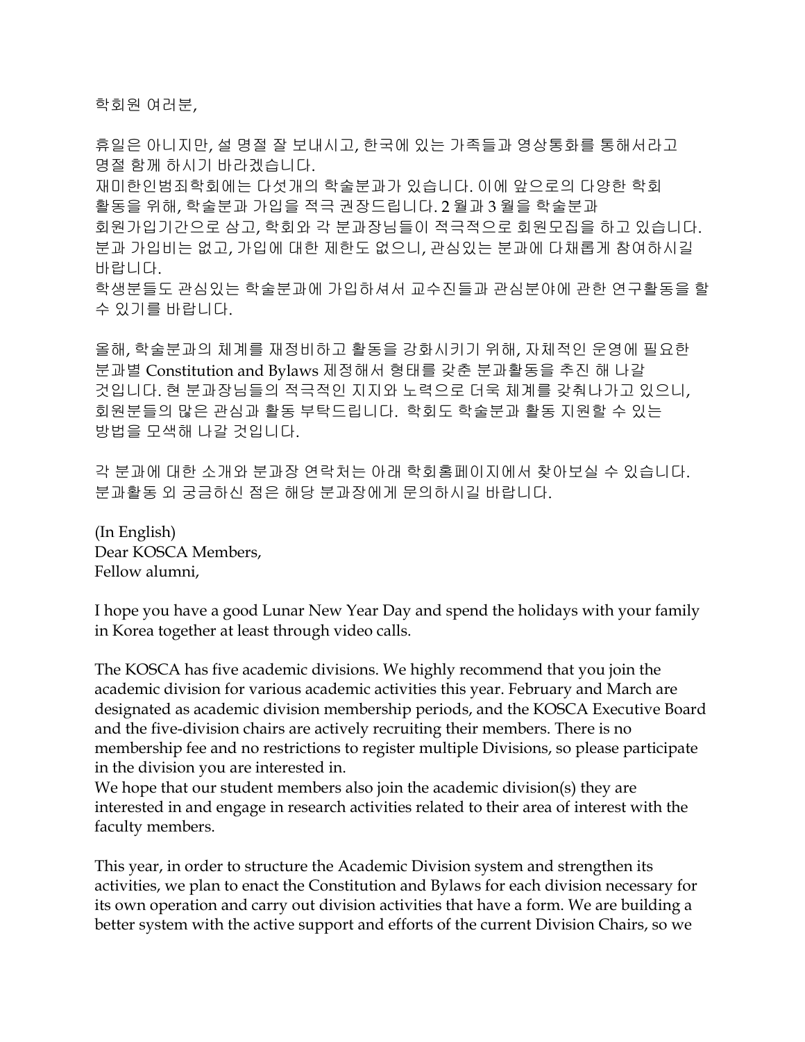학회원 여러분,

휴일은 아니지만, 설 명절 잘 보내시고, 한국에 있는 가족들과 영상통화를 통해서라고 명절 함께 하시기 바라겠습니다.
재미한인범죄학회에는 다섯개의 학술분과가 있습니다. 이에 앞으로의 다양한 학회 활동을 위해, 학술분과 가입을 적극 권장드립니다. 2 월과 3 월을 학술분과 회원가입기간으로 삼고, 학회와 각 분과장님들이 적극적으로 회원모집을 하고 있습니다. 분과 가입비는 없고, 가입에 대한 제한도 없으니, 관심있는 분과에 다채롭게 참여하시길 바랍니다.
학생분들도 관심있는 학술분과에 가입하셔서 교수진들과 관심분야에 관한 연구활동을 할 수 있기를 바랍니다.

올해, 학술분과의 체계를 재정비하고 활동을 강화시키기 위해, 자체적인 운영에 필요한 분과별 Constitution and Bylaws 제정해서 형태를 갖춘 분과활동을 추진 해 나갈 것입니다. 현 분과장님들의 적극적인 지지와 노력으로 더욱 체계를 갖춰나가고 있으니, 회원분들의 많은 관심과 활동 부탁드립니다. 학회도 학술분과 활동 지원할 수 있는 방법을 모색해 나갈 것입니다.

각 분과에 대한 소개와 분과장 연락처는 아래 학회홈페이지에서 찾아보실 수 있습니다. 분과활동 외 궁금하신 점은 해당 분과장에게 문의하시길 바랍니다.

(In English)
Dear KOSCA Members,
Fellow alumni,

I hope you have a good Lunar New Year Day and spend the holidays with your family in Korea together at least through video calls.

The KOSCA has five academic divisions. We highly recommend that you join the academic division for various academic activities this year. February and March are designated as academic division membership periods, and the KOSCA Executive Board and the five-division chairs are actively recruiting their members. There is no membership fee and no restrictions to register multiple Divisions, so please participate in the division you are interested in.
We hope that our student members also join the academic division(s) they are interested in and engage in research activities related to their area of interest with the faculty members.

This year, in order to structure the Academic Division system and strengthen its activities, we plan to enact the Constitution and Bylaws for each division necessary for its own operation and carry out division activities that have a form. We are building a better system with the active support and efforts of the current Division Chairs, so we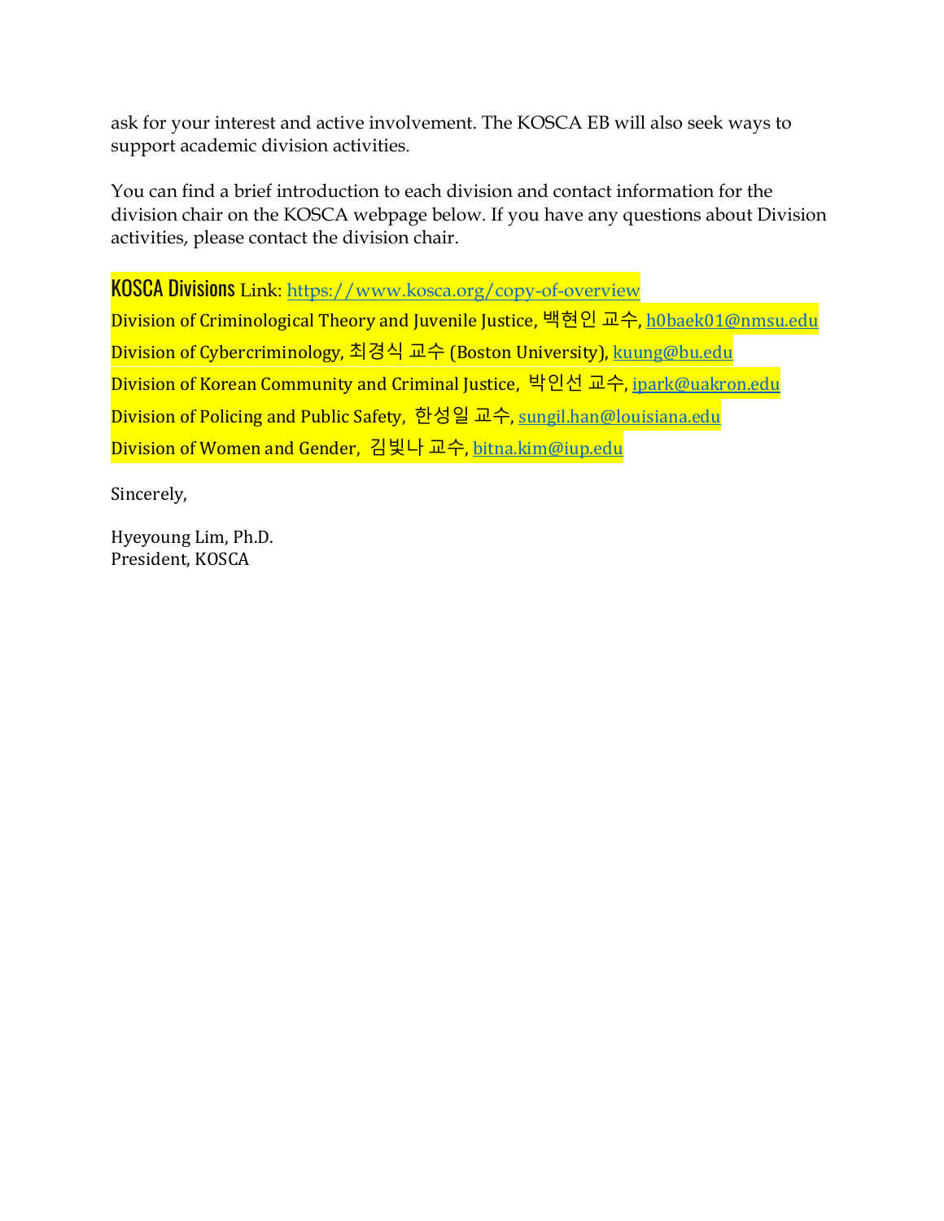ask for your interest and active involvement. The KOSCA EB will also seek ways to support academic division activities.

You can find a brief introduction to each division and contact information for the division chair on the KOSCA webpage below. If you have any questions about Division activities, please contact the division chair.

KOSCA Divisions Link: https://www.kosca.org/copy-of-overview

Division of Criminological Theory and Juvenile Justice, 백현인 교수, h0baek01@nmsu.edu

Division of Cybercriminology, 최경식 교수 (Boston University), kuung@bu.edu

Division of Korean Community and Criminal Justice, 박인선 교수, ipark@uakron.edu

Division of Policing and Public Safety, 한성일 교수, sungil.han@louisiana.edu

Division of Women and Gender, 김빛나 교수, bitna.kim@iup.edu

Sincerely,

Hyeyoung Lim, Ph.D.
President, KOSCA